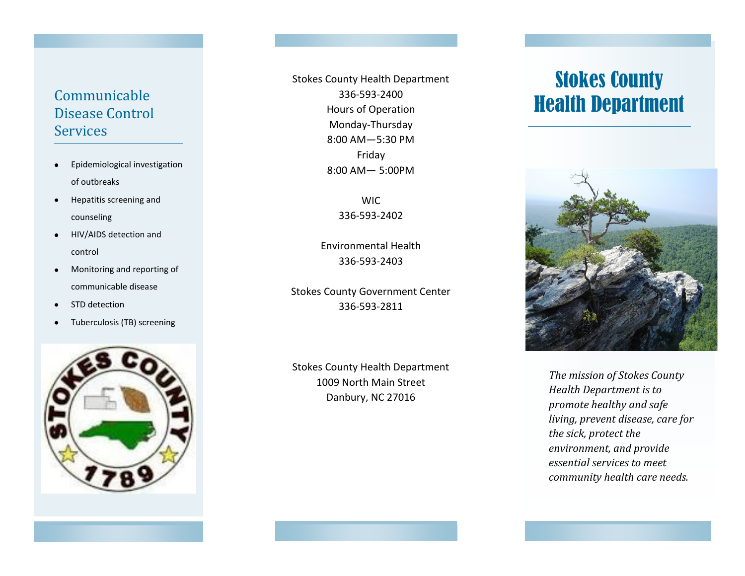## Communicable Disease Control Services

- Epidemiological investigation of outbreaks
- Hepatitis screening and counseling
- HIV/AIDS detection and control
- Monitoring and reporting of communicable disease
- STD detection
- Tuberculosis (TB) screening

Stokes County Health Department
336-593-2400
Hours of Operation
Monday-Thursday
8:00 AM—5:30 PM
Friday
8:00 AM— 5:00PM

WIC
336-593-2402

Environmental Health
336-593-2403

Stokes County Government Center
336-593-2811

Stokes County Health Department
1009 North Main Street
Danbury, NC 27016

# Stokes County Health Department

*The mission of Stokes County Health Department is to promote healthy and safe living, prevent disease, care for the sick, protect the environment, and provide essential services to meet community health care needs.*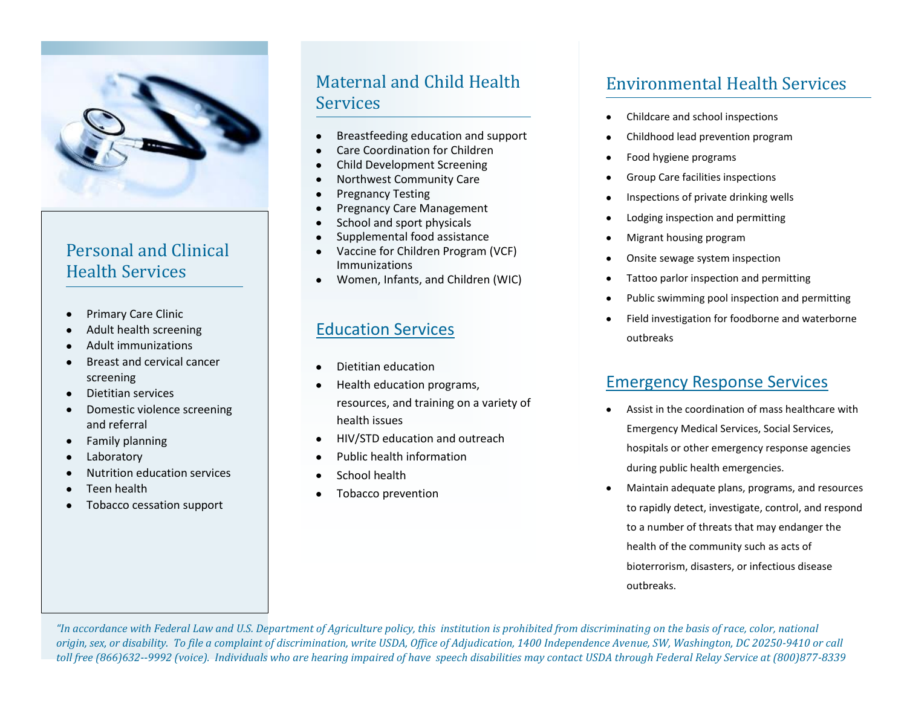## Personal and Clinical Health Services

- Primary Care Clinic
- Adult health screening
- Adult immunizations
- Breast and cervical cancer screening
- Dietitian services
- Domestic violence screening and referral
- Family planning
- Laboratory
- Nutrition education services
- Teen health
- Tobacco cessation support

## Maternal and Child Health Services

- Breastfeeding education and support
- Care Coordination for Children
- Child Development Screening
- Northwest Community Care
- Pregnancy Testing
- Pregnancy Care Management
- School and sport physicals
- Supplemental food assistance
- Vaccine for Children Program (VCF) Immunizations
- Women, Infants, and Children (WIC)

## Education Services

- Dietitian education
- Health education programs, resources, and training on a variety of health issues
- HIV/STD education and outreach
- Public health information
- School health
- Tobacco prevention

## Environmental Health Services

- Childcare and school inspections
- Childhood lead prevention program
- Food hygiene programs
- Group Care facilities inspections
- Inspections of private drinking wells
- Lodging inspection and permitting
- Migrant housing program
- Onsite sewage system inspection
- Tattoo parlor inspection and permitting
- Public swimming pool inspection and permitting
- Field investigation for foodborne and waterborne outbreaks

## Emergency Response Services

- Assist in the coordination of mass healthcare with Emergency Medical Services, Social Services, hospitals or other emergency response agencies during public health emergencies.
- Maintain adequate plans, programs, and resources to rapidly detect, investigate, control, and respond to a number of threats that may endanger the health of the community such as acts of bioterrorism, disasters, or infectious disease outbreaks.

*"In accordance with Federal Law and U.S. Department of Agriculture policy, this institution is prohibited from discriminating on the basis of race, color, national origin, sex, or disability. To file a complaint of discrimination, write USDA, Office of Adjudication, 1400 Independence Avenue, SW, Washington, DC 20250-9410 or call toll free (866)632--9992 (voice). Individuals who are hearing impaired of have speech disabilities may contact USDA through Federal Relay Service at (800)877-8339*